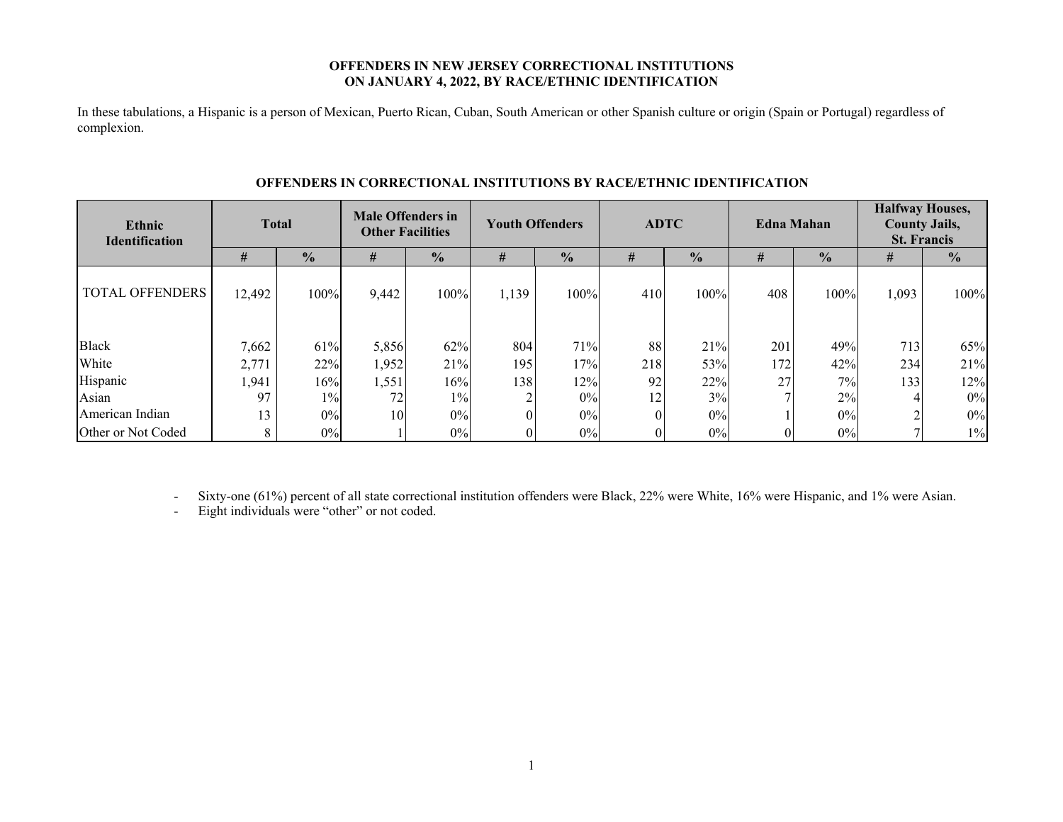# OFFENDERS IN NEW JERSEY CORRECTIONAL INSTITUTIONS ON JANUARY 4, 2022, BY RACE/ETHNIC IDENTIFICATION

In these tabulations, a Hispanic is a person of Mexican, Puerto Rican, Cuban, South American or other Spanish culture or origin (Spain or Portugal) regardless of complexion.

## OFFENDERS IN CORRECTIONAL INSTITUTIONS BY RACE/ETHNIC IDENTIFICATION

| Ethnic Identification | Total | | Male Offenders in Other Facilities | | Youth Offenders | | ADTC | | Edna Mahan | | Halfway Houses, County Jails, St. Francis | |
|---|---|---|---|---|---|---|---|---|---|---|---|---|
| | # | % | # | % | # | % | # | % | # | % | # | % |
| TOTAL OFFENDERS | 12,492 | 100% | 9,442 | 100% | 1,139 | 100% | 410 | 100% | 408 | 100% | 1,093 | 100% |
| Black | 7,662 | 61% | 5,856 | 62% | 804 | 71% | 88 | 21% | 201 | 49% | 713 | 65% |
| White | 2,771 | 22% | 1,952 | 21% | 195 | 17% | 218 | 53% | 172 | 42% | 234 | 21% |
| Hispanic | 1,941 | 16% | 1,551 | 16% | 138 | 12% | 92 | 22% | 27 | 7% | 133 | 12% |
| Asian | 97 | 1% | 72 | 1% | 2 | 0% | 12 | 3% | 7 | 2% | 4 | 0% |
| American Indian | 13 | 0% | 10 | 0% | 0 | 0% | 0 | 0% | 1 | 0% | 2 | 0% |
| Other or Not Coded | 8 | 0% | 1 | 0% | 0 | 0% | 0 | 0% | 0 | 0% | 7 | 1% |

- Sixty-one (61%) percent of all state correctional institution offenders were Black, 22% were White, 16% were Hispanic, and 1% were Asian.
- Eight individuals were "other" or not coded.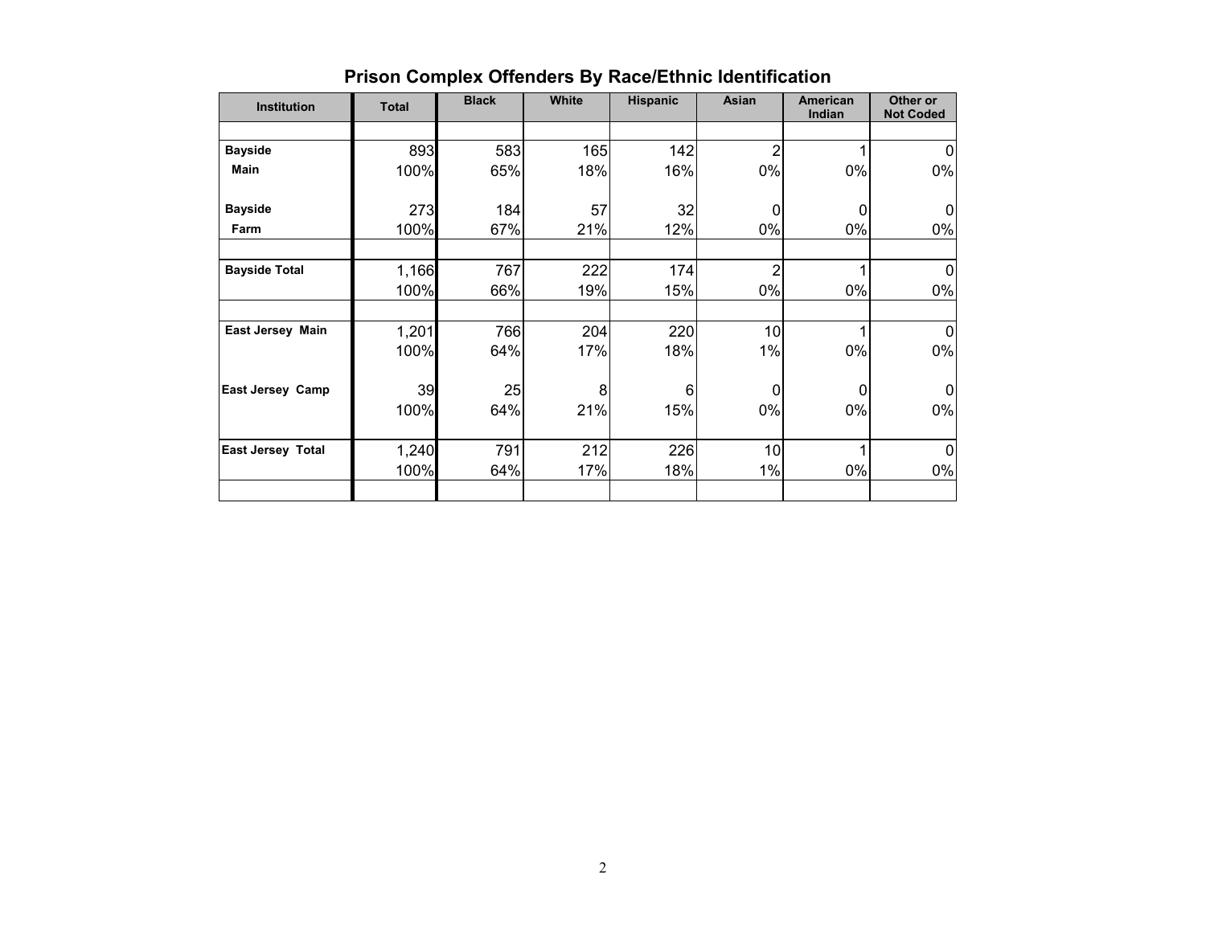## Prison Complex Offenders By Race/Ethnic Identification

| Institution | Total | Black | White | Hispanic | Asian | American Indian | Other or Not Coded |
|---|---|---|---|---|---|---|---|
| **Bayside Main** | 893 | 583 | 165 | 142 | 2 | 1 | 0 |
| | 100% | 65% | 18% | 16% | 0% | 0% | 0% |
| **Bayside Farm** | 273 | 184 | 57 | 32 | 0 | 0 | 0 |
| | 100% | 67% | 21% | 12% | 0% | 0% | 0% |
| **Bayside Total** | 1,166 | 767 | 222 | 174 | 2 | 1 | 0 |
| | 100% | 66% | 19% | 15% | 0% | 0% | 0% |
| **East Jersey Main** | 1,201 | 766 | 204 | 220 | 10 | 1 | 0 |
| | 100% | 64% | 17% | 18% | 1% | 0% | 0% |
| **East Jersey Camp** | 39 | 25 | 8 | 6 | 0 | 0 | 0 |
| | 100% | 64% | 21% | 15% | 0% | 0% | 0% |
| **East Jersey Total** | 1,240 | 791 | 212 | 226 | 10 | 1 | 0 |
| | 100% | 64% | 17% | 18% | 1% | 0% | 0% |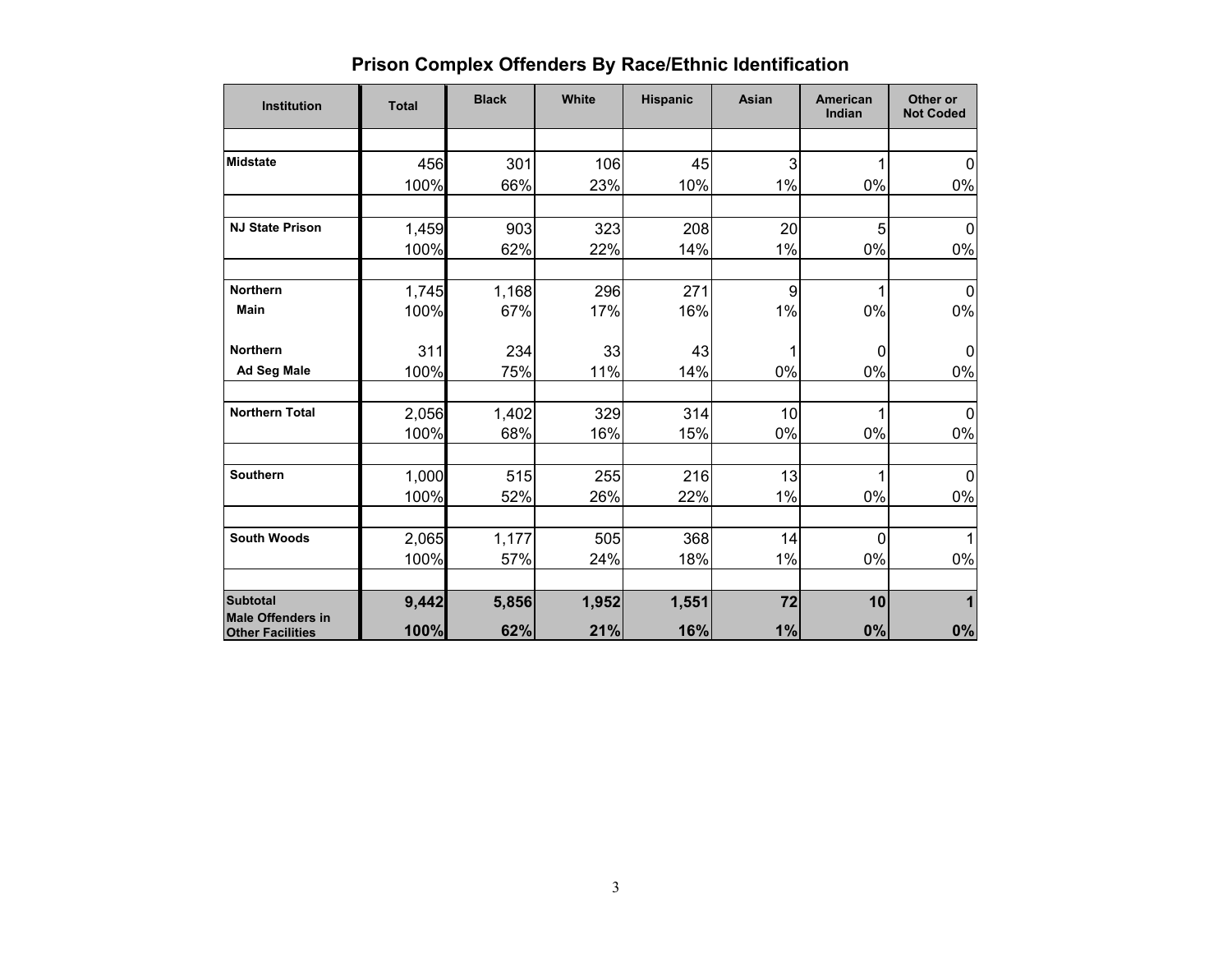## Prison Complex Offenders By Race/Ethnic Identification

| Institution | Total | Black | White | Hispanic | Asian | American Indian | Other or Not Coded |
|---|---|---|---|---|---|---|---|
| **Midstate** | 456 | 301 | 106 | 45 | 3 | 1 | 0 |
| | 100% | 66% | 23% | 10% | 1% | 0% | 0% |
| **NJ State Prison** | 1,459 | 903 | 323 | 208 | 20 | 5 | 0 |
| | 100% | 62% | 22% | 14% | 1% | 0% | 0% |
| **Northern Main** | 1,745 | 1,168 | 296 | 271 | 9 | 1 | 0 |
| | 100% | 67% | 17% | 16% | 1% | 0% | 0% |
| **Northern Ad Seg Male** | 311 | 234 | 33 | 43 | 1 | 0 | 0 |
| | 100% | 75% | 11% | 14% | 0% | 0% | 0% |
| **Northern Total** | 2,056 | 1,402 | 329 | 314 | 10 | 1 | 0 |
| | 100% | 68% | 16% | 15% | 0% | 0% | 0% |
| **Southern** | 1,000 | 515 | 255 | 216 | 13 | 1 | 0 |
| | 100% | 52% | 26% | 22% | 1% | 0% | 0% |
| **South Woods** | 2,065 | 1,177 | 505 | 368 | 14 | 0 | 1 |
| | 100% | 57% | 24% | 18% | 1% | 0% | 0% |
| **Subtotal Male Offenders in Other Facilities** | **9,442** | **5,856** | **1,952** | **1,551** | **72** | **10** | **1** |
| | **100%** | **62%** | **21%** | **16%** | **1%** | **0%** | **0%** |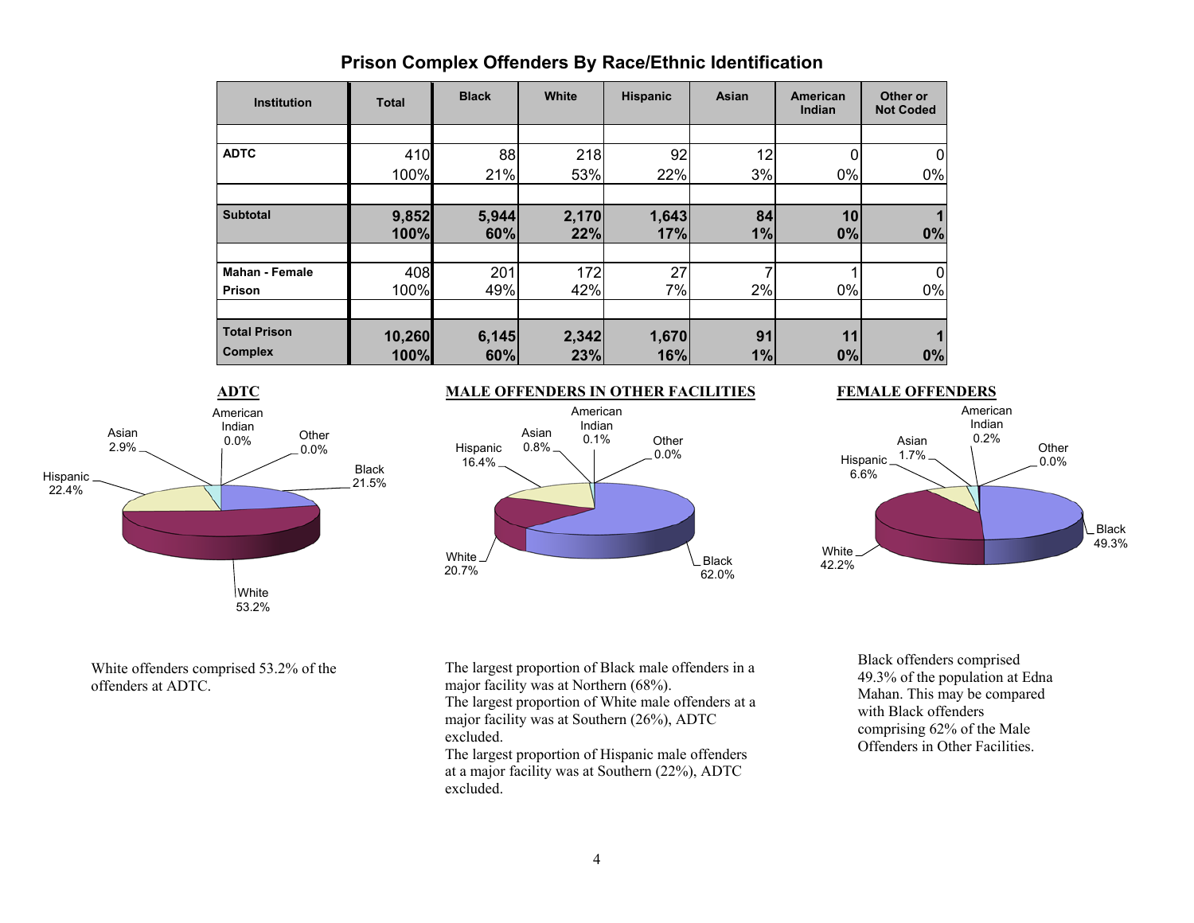## Prison Complex Offenders By Race/Ethnic Identification

| Institution | Total | Black | White | Hispanic | Asian | American Indian | Other or Not Coded |
|---|---|---|---|---|---|---|---|
| **ADTC** | 410<br>100% | 88<br>21% | 218<br>53% | 92<br>22% | 12<br>3% | 0<br>0% | 0<br>0% |
| **Subtotal** | **9,852**<br>**100%** | **5,944**<br>**60%** | **2,170**<br>**22%** | **1,643**<br>**17%** | **84**<br>**1%** | **10**<br>**0%** | **1**<br>**0%** |
| **Mahan - Female Prison** | 408<br>100% | 201<br>49% | 172<br>42% | 27<br>7% | 7<br>2% | 1<br>0% | 0<br>0% |
| **Total Prison Complex** | **10,260**<br>**100%** | **6,145**<br>**60%** | **2,342**<br>**23%** | **1,670**<br>**16%** | **91**<br>**1%** | **11**<br>**0%** | **1**<br>**0%** |

**ADTC**

Black 21.5%, White 53.2%, Hispanic 22.4%, Asian 2.9%, American Indian 0.0%, Other 0.0%

White offenders comprised 53.2% of the offenders at ADTC.

**MALE OFFENDERS IN OTHER FACILITIES**

Black 62.0%, White 20.7%, Hispanic 16.4%, Asian 0.8%, American Indian 0.1%, Other 0.0%

The largest proportion of Black male offenders in a major facility was at Northern (68%).
The largest proportion of White male offenders at a major facility was at Southern (26%), ADTC excluded.
The largest proportion of Hispanic male offenders at a major facility was at Southern (22%), ADTC excluded.

**FEMALE OFFENDERS**

Black 49.3%, White 42.2%, Hispanic 6.6%, Asian 1.7%, American Indian 0.2%, Other 0.0%

Black offenders comprised 49.3% of the population at Edna Mahan. This may be compared with Black offenders comprising 62% of the Male Offenders in Other Facilities.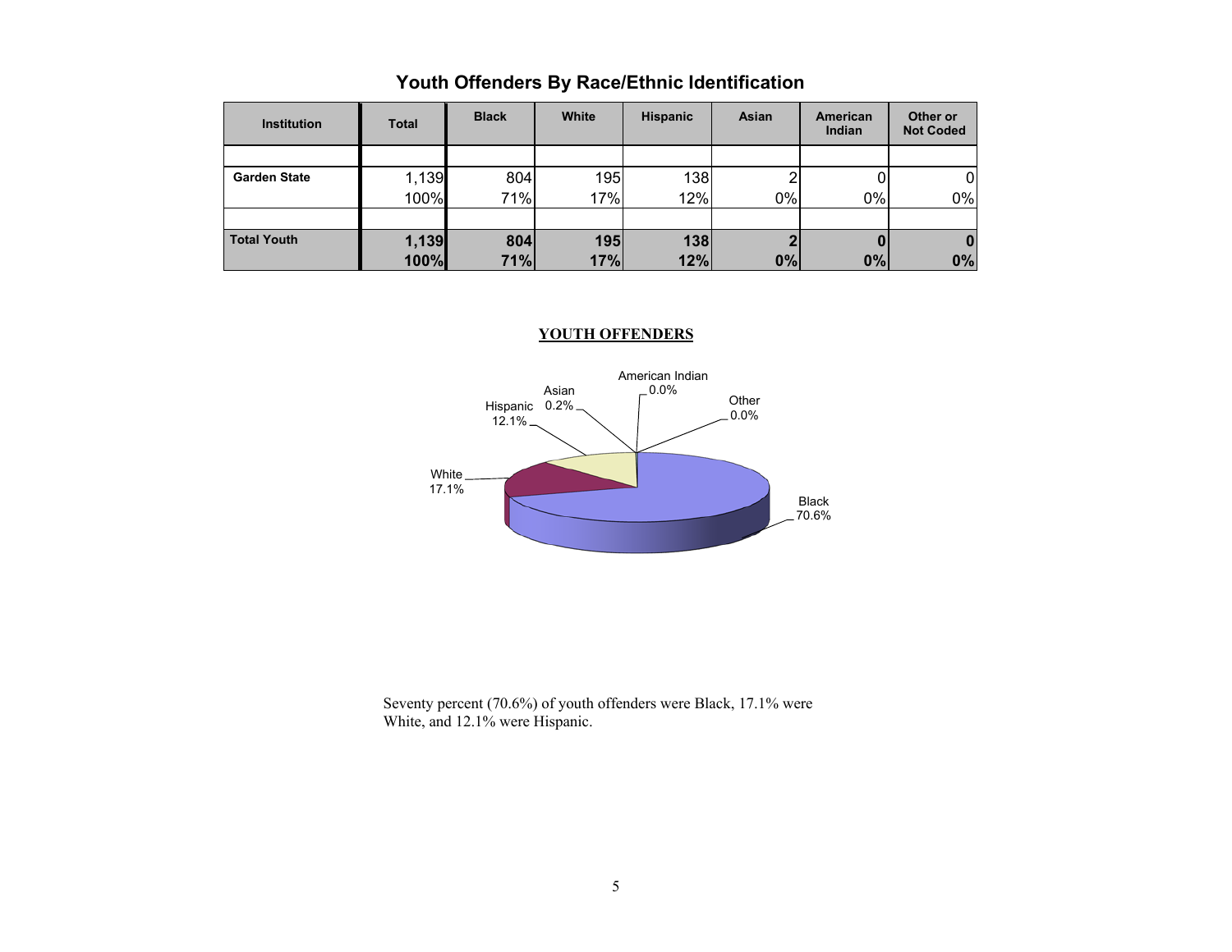## Youth Offenders By Race/Ethnic Identification

| Institution | Total | Black | White | Hispanic | Asian | American Indian | Other or Not Coded |
|---|---|---|---|---|---|---|---|
| Garden State | 1,139<br>100% | 804<br>71% | 195<br>17% | 138<br>12% | 2<br>0% | 0<br>0% | 0<br>0% |
| **Total Youth** | **1,139**<br>**100%** | **804**<br>**71%** | **195**<br>**17%** | **138**<br>**12%** | **2**<br>**0%** | **0**<br>**0%** | **0**<br>**0%** |

**YOUTH OFFENDERS**

| Category | Percent |
|---|---|
| Black | 70.6% |
| White | 17.1% |
| Hispanic | 12.1% |
| Asian | 0.2% |
| American Indian | 0.0% |
| Other | 0.0% |

Seventy percent (70.6%) of youth offenders were Black, 17.1% were White, and 12.1% were Hispanic.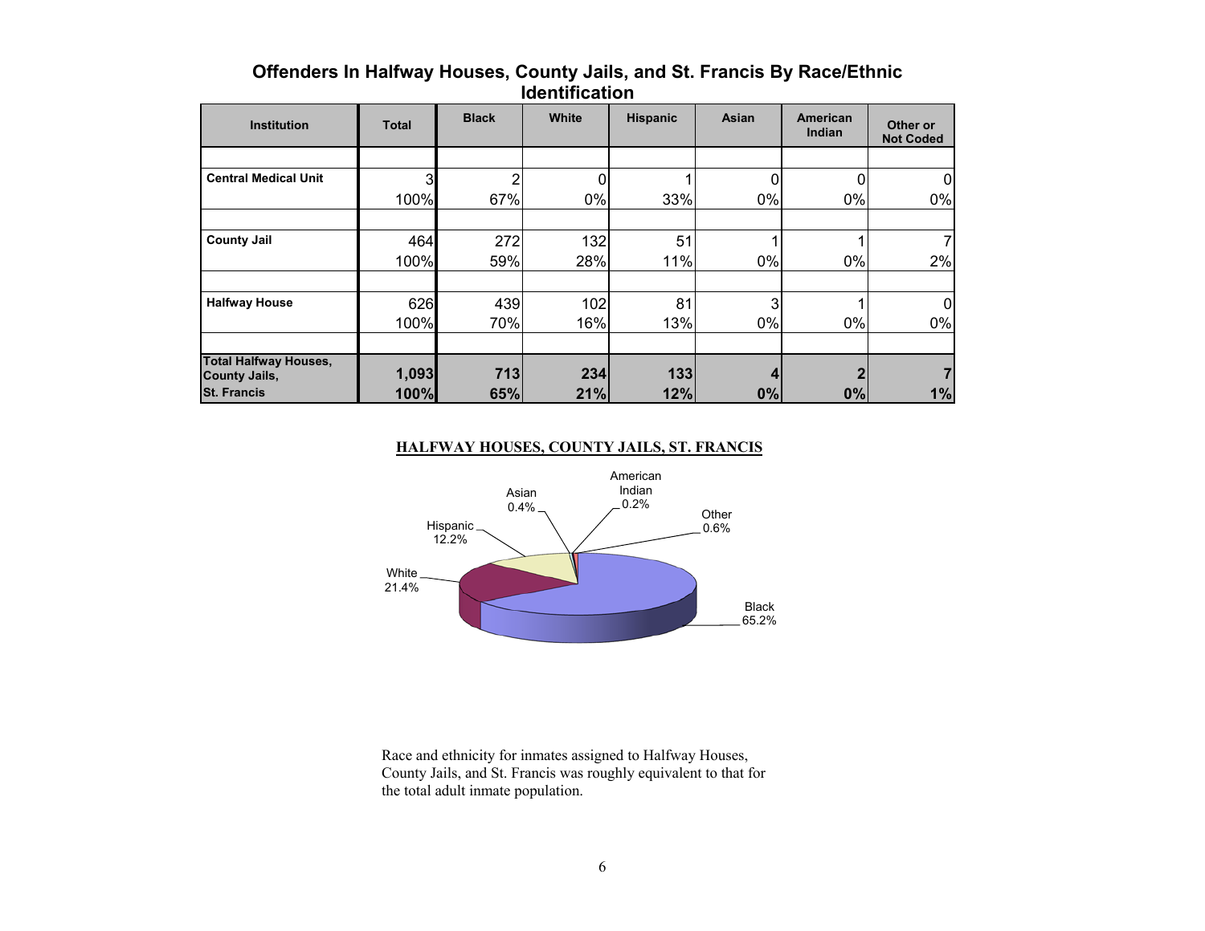# Offenders In Halfway Houses, County Jails, and St. Francis By Race/Ethnic Identification

| Institution | Total | Black | White | Hispanic | Asian | American Indian | Other or Not Coded |
|---|---|---|---|---|---|---|---|
| Central Medical Unit | 3 | 2 | 0 | 1 | 0 | 0 | 0 |
| | 100% | 67% | 0% | 33% | 0% | 0% | 0% |
| County Jail | 464 | 272 | 132 | 51 | 1 | 1 | 7 |
| | 100% | 59% | 28% | 11% | 0% | 0% | 2% |
| Halfway House | 626 | 439 | 102 | 81 | 3 | 1 | 0 |
| | 100% | 70% | 16% | 13% | 0% | 0% | 0% |
| **Total Halfway Houses, County Jails, St. Francis** | **1,093** | **713** | **234** | **133** | **4** | **2** | **7** |
| | **100%** | **65%** | **21%** | **12%** | **0%** | **0%** | **1%** |

**HALFWAY HOUSES, COUNTY JAILS, ST. FRANCIS**

American Indian 0.2%
Asian 0.4%
Other 0.6%
Hispanic 12.2%
White 21.4%
Black 65.2%

Race and ethnicity for inmates assigned to Halfway Houses, County Jails, and St. Francis was roughly equivalent to that for the total adult inmate population.